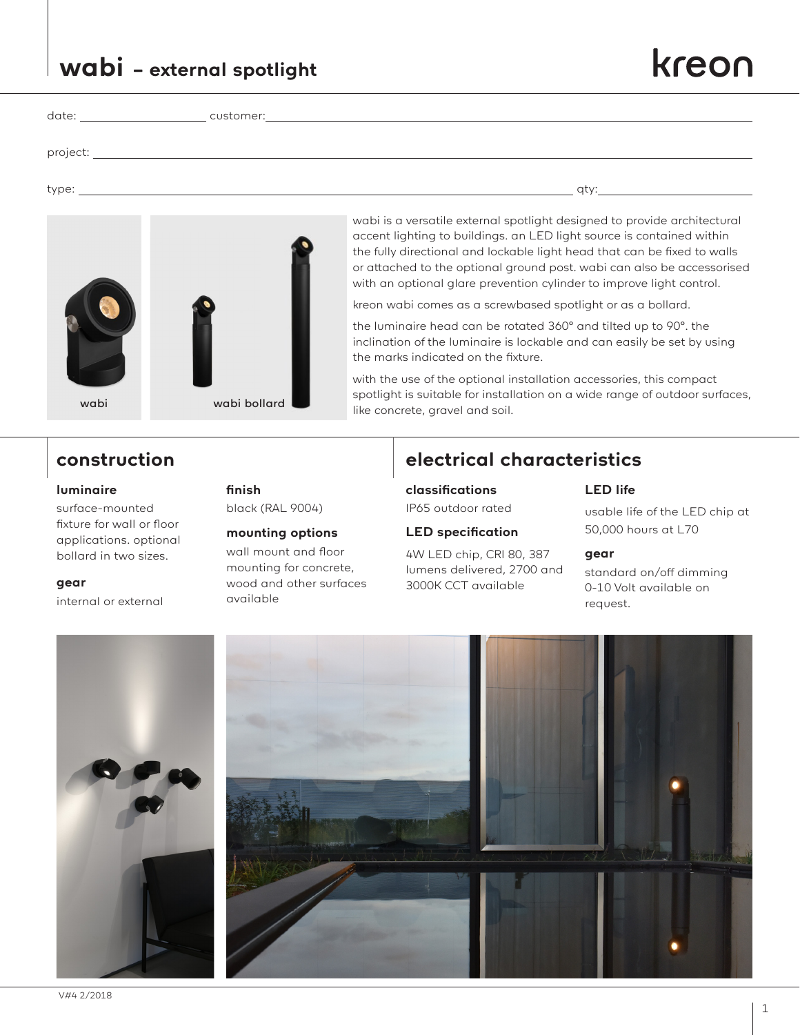# wabi – external spotlight

kreon

date: ____________________ customer: ____________________

project: ____________________

type: ____________________ qty: ____________________

wabi

wabi bollard

wabi is a versatile external spotlight designed to provide architectural accent lighting to buildings. an LED light source is contained within the fully directional and lockable light head that can be fixed to walls or attached to the optional ground post. wabi can also be accessorised with an optional glare prevention cylinder to improve light control.

kreon wabi comes as a screwbased spotlight or as a bollard.

the luminaire head can be rotated 360° and tilted up to 90°. the inclination of the luminaire is lockable and can easily be set by using the marks indicated on the fixture.

with the use of the optional installation accessories, this compact spotlight is suitable for installation on a wide range of outdoor surfaces, like concrete, gravel and soil.

## construction

### luminaire

surface-mounted fixture for wall or floor applications. optional bollard in two sizes.

### gear

internal or external

### finish

black (RAL 9004)

### mounting options

wall mount and floor mounting for concrete, wood and other surfaces available

## electrical characteristics

### classifications

IP65 outdoor rated

### LED specification

4W LED chip, CRI 80, 387 lumens delivered, 2700 and 3000K CCT available

### LED life

usable life of the LED chip at 50,000 hours at L70

### gear

standard on/off dimming 0-10 Volt available on request.

V#4 2/2018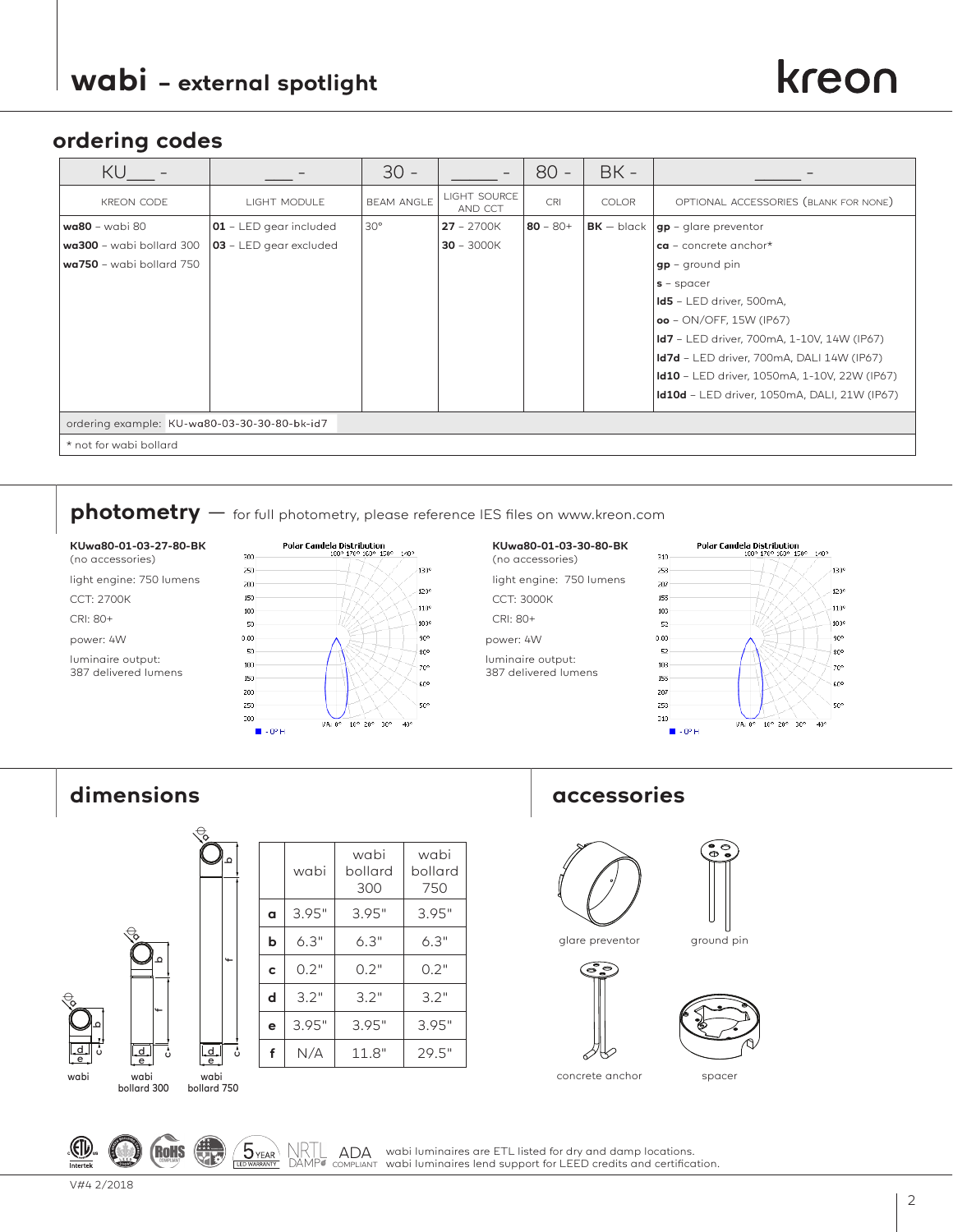# wabi – external spotlight

kreon

## ordering codes

| KU___ - | ___ - | 30 - | _____ - | 80 - | BK - | _____ - |
|---|---|---|---|---|---|---|
| KREON CODE | LIGHT MODULE | BEAM ANGLE | LIGHT SOURCE AND CCT | CRI | COLOR | OPTIONAL ACCESSORIES (BLANK FOR NONE) |
| **wa80** – wabi 80<br>**wa300** – wabi bollard 300<br>**wa750** – wabi bollard 750 | **01** – LED gear included<br>**03** – LED gear excluded | 30° | **27** – 2700K<br>**30** – 3000K | **80** – 80+ | **BK** – black | **gp** – glare preventor<br>**ca** – concrete anchor*<br>**gp** – ground pin<br>**s** – spacer<br>**ld5** – LED driver, 500mA,<br>**oo** – ON/OFF, 15W (IP67)<br>**ld7** – LED driver, 700mA, 1-10V, 14W (IP67)<br>**ld7d** – LED driver, 700mA, DALI 14W (IP67)<br>**ld10** – LED driver, 1050mA, 1-10V, 22W (IP67)<br>**ld10d** – LED driver, 1050mA, DALI, 21W (IP67) |

ordering example: KU-wa80-03-30-30-80-bk-id7

\* not for wabi bollard

## photometry — for full photometry, please reference IES files on www.kreon.com

**KUwa80-01-03-27-80-BK**
(no accessories)
light engine: 750 lumens
CCT: 2700K
CRI: 80+
power: 4W
luminaire output:
387 delivered lumens

Polar Candela Distribution

**KUwa80-01-03-30-80-BK**
(no accessories)
light engine: 750 lumens
CCT: 3000K
CRI: 80+
power: 4W
luminaire output:
387 delivered lumens

Polar Candela Distribution

## dimensions

wabi
wabi bollard 300
wabi bollard 750

| | wabi | wabi bollard 300 | wabi bollard 750 |
|---|---|---|---|
| **a** | 3.95" | 3.95" | 3.95" |
| **b** | 6.3" | 6.3" | 6.3" |
| **c** | 0.2" | 0.2" | 0.2" |
| **d** | 3.2" | 3.2" | 3.2" |
| **e** | 3.95" | 3.95" | 3.95" |
| **f** | N/A | 11.8" | 29.5" |

## accessories

glare preventor
ground pin
concrete anchor
spacer

wabi luminaires are ETL listed for dry and damp locations.
wabi luminaires lend support for LEED credits and certification.

V#4 2/2018